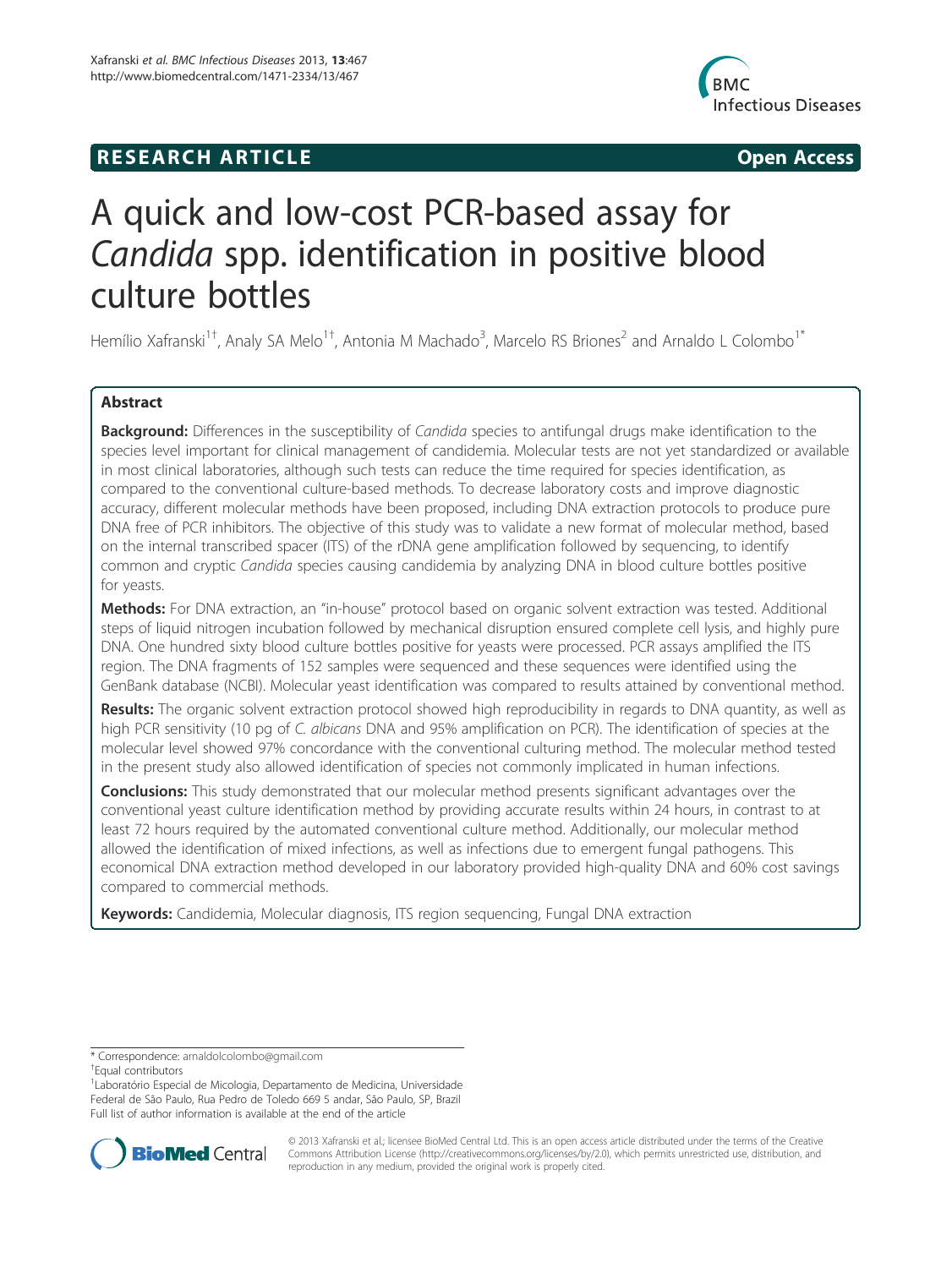**RESEARCH ARTICLE** **Open Access**

# A quick and low-cost PCR-based assay for *Candida* spp. identification in positive blood culture bottles

Hemílio Xafranski[1†], Analy SA Melo[1†], Antonia M Machado[3], Marcelo RS Briones[2] and Arnaldo L Colombo[1*]

## Abstract

**Background:** Differences in the susceptibility of *Candida* species to antifungal drugs make identification to the species level important for clinical management of candidemia. Molecular tests are not yet standardized or available in most clinical laboratories, although such tests can reduce the time required for species identification, as compared to the conventional culture-based methods. To decrease laboratory costs and improve diagnostic accuracy, different molecular methods have been proposed, including DNA extraction protocols to produce pure DNA free of PCR inhibitors. The objective of this study was to validate a new format of molecular method, based on the internal transcribed spacer (ITS) of the rDNA gene amplification followed by sequencing, to identify common and cryptic *Candida* species causing candidemia by analyzing DNA in blood culture bottles positive for yeasts.

**Methods:** For DNA extraction, an "in-house" protocol based on organic solvent extraction was tested. Additional steps of liquid nitrogen incubation followed by mechanical disruption ensured complete cell lysis, and highly pure DNA. One hundred sixty blood culture bottles positive for yeasts were processed. PCR assays amplified the ITS region. The DNA fragments of 152 samples were sequenced and these sequences were identified using the GenBank database (NCBI). Molecular yeast identification was compared to results attained by conventional method.

**Results:** The organic solvent extraction protocol showed high reproducibility in regards to DNA quantity, as well as high PCR sensitivity (10 pg of *C. albicans* DNA and 95% amplification on PCR). The identification of species at the molecular level showed 97% concordance with the conventional culturing method. The molecular method tested in the present study also allowed identification of species not commonly implicated in human infections.

**Conclusions:** This study demonstrated that our molecular method presents significant advantages over the conventional yeast culture identification method by providing accurate results within 24 hours, in contrast to at least 72 hours required by the automated conventional culture method. Additionally, our molecular method allowed the identification of mixed infections, as well as infections due to emergent fungal pathogens. This economical DNA extraction method developed in our laboratory provided high-quality DNA and 60% cost savings compared to commercial methods.

**Keywords:** Candidemia, Molecular diagnosis, ITS region sequencing, Fungal DNA extraction

---

* Correspondence: arnaldolcolombo@gmail.com

†Equal contributors

[1]Laboratório Especial de Micologia, Departamento de Medicina, Universidade Federal de São Paulo, Rua Pedro de Toledo 669 5 andar, São Paulo, SP, Brazil

Full list of author information is available at the end of the article

© 2013 Xafranski et al.; licensee BioMed Central Ltd. This is an open access article distributed under the terms of the Creative Commons Attribution License (http://creativecommons.org/licenses/by/2.0), which permits unrestricted use, distribution, and reproduction in any medium, provided the original work is properly cited.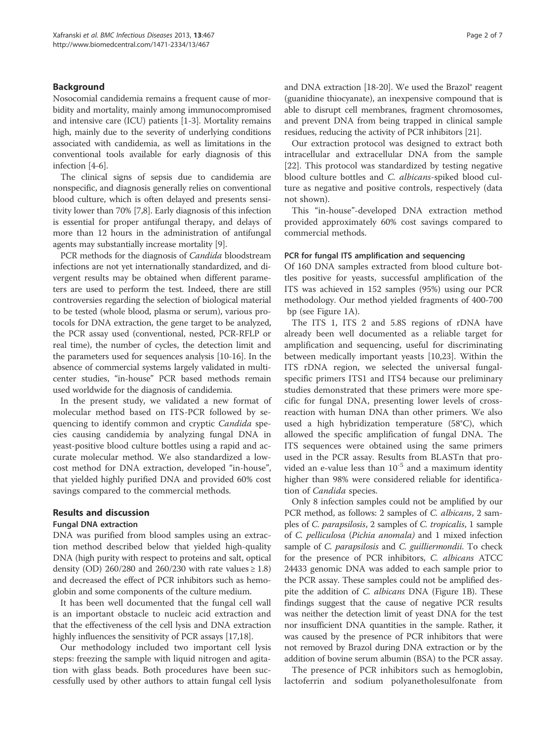## Background

Nosocomial candidemia remains a frequent cause of morbidity and mortality, mainly among immunocompromised and intensive care (ICU) patients [1-3]. Mortality remains high, mainly due to the severity of underlying conditions associated with candidemia, as well as limitations in the conventional tools available for early diagnosis of this infection [4-6].

The clinical signs of sepsis due to candidemia are nonspecific, and diagnosis generally relies on conventional blood culture, which is often delayed and presents sensitivity lower than 70% [7,8]. Early diagnosis of this infection is essential for proper antifungal therapy, and delays of more than 12 hours in the administration of antifungal agents may substantially increase mortality [9].

PCR methods for the diagnosis of *Candida* bloodstream infections are not yet internationally standardized, and divergent results may be obtained when different parameters are used to perform the test. Indeed, there are still controversies regarding the selection of biological material to be tested (whole blood, plasma or serum), various protocols for DNA extraction, the gene target to be analyzed, the PCR assay used (conventional, nested, PCR-RFLP or real time), the number of cycles, the detection limit and the parameters used for sequences analysis [10-16]. In the absence of commercial systems largely validated in multicenter studies, "in-house" PCR based methods remain used worldwide for the diagnosis of candidemia.

In the present study, we validated a new format of molecular method based on ITS-PCR followed by sequencing to identify common and cryptic *Candida* species causing candidemia by analyzing fungal DNA in yeast-positive blood culture bottles using a rapid and accurate molecular method. We also standardized a low-cost method for DNA extraction, developed "in-house", that yielded highly purified DNA and provided 60% cost savings compared to the commercial methods.

## Results and discussion

### Fungal DNA extraction

DNA was purified from blood samples using an extraction method described below that yielded high-quality DNA (high purity with respect to proteins and salt, optical density (OD) 260/280 and 260/230 with rate values ≥ 1.8) and decreased the effect of PCR inhibitors such as hemoglobin and some components of the culture medium.

It has been well documented that the fungal cell wall is an important obstacle to nucleic acid extraction and that the effectiveness of the cell lysis and DNA extraction highly influences the sensitivity of PCR assays [17,18].

Our methodology included two important cell lysis steps: freezing the sample with liquid nitrogen and agitation with glass beads. Both procedures have been successfully used by other authors to attain fungal cell lysis and DNA extraction [18-20]. We used the Brazol® reagent (guanidine thiocyanate), an inexpensive compound that is able to disrupt cell membranes, fragment chromosomes, and prevent DNA from being trapped in clinical sample residues, reducing the activity of PCR inhibitors [21].

Our extraction protocol was designed to extract both intracellular and extracellular DNA from the sample [22]. This protocol was standardized by testing negative blood culture bottles and *C. albicans*-spiked blood culture as negative and positive controls, respectively (data not shown).

This "in-house"-developed DNA extraction method provided approximately 60% cost savings compared to commercial methods.

### PCR for fungal ITS amplification and sequencing

Of 160 DNA samples extracted from blood culture bottles positive for yeasts, successful amplification of the ITS was achieved in 152 samples (95%) using our PCR methodology. Our method yielded fragments of 400-700 bp (see Figure 1A).

The ITS 1, ITS 2 and 5.8S regions of rDNA have already been well documented as a reliable target for amplification and sequencing, useful for discriminating between medically important yeasts [10,23]. Within the ITS rDNA region, we selected the universal fungal-specific primers ITS1 and ITS4 because our preliminary studies demonstrated that these primers were more specific for fungal DNA, presenting lower levels of cross-reaction with human DNA than other primers. We also used a high hybridization temperature (58°C), which allowed the specific amplification of fungal DNA. The ITS sequences were obtained using the same primers used in the PCR assay. Results from BLASTn that provided an e-value less than $10^{-5}$ and a maximum identity higher than 98% were considered reliable for identification of *Candida* species.

Only 8 infection samples could not be amplified by our PCR method, as follows: 2 samples of *C. albicans*, 2 samples of *C. parapsilosis*, 2 samples of *C. tropicalis*, 1 sample of *C. pelliculosa* (*Pichia anomala*) and 1 mixed infection sample of *C. parapsilosis* and *C. guilliermondii*. To check for the presence of PCR inhibitors, *C. albicans* ATCC 24433 genomic DNA was added to each sample prior to the PCR assay. These samples could not be amplified despite the addition of *C. albicans* DNA (Figure 1B). These findings suggest that the cause of negative PCR results was neither the detection limit of yeast DNA for the test nor insufficient DNA quantities in the sample. Rather, it was caused by the presence of PCR inhibitors that were not removed by Brazol during DNA extraction or by the addition of bovine serum albumin (BSA) to the PCR assay.

The presence of PCR inhibitors such as hemoglobin, lactoferrin and sodium polyanetholesulfonate from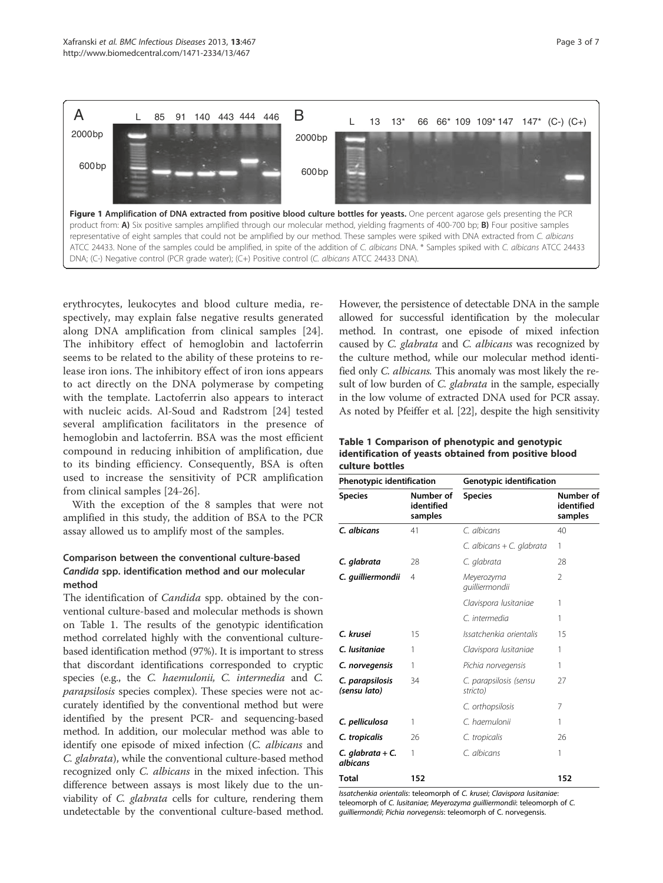**Figure 1 Amplification of DNA extracted from positive blood culture bottles for yeasts.** One percent agarose gels presenting the PCR product from: **A)** Six positive samples amplified through our molecular method, yielding fragments of 400-700 bp; **B)** Four positive samples representative of eight samples that could not be amplified by our method. These samples were spiked with DNA extracted from *C. albicans* ATCC 24433. None of the samples could be amplified, in spite of the addition of *C. albicans* DNA. * Samples spiked with *C. albicans* ATCC 24433 DNA; (C-) Negative control (PCR grade water); (C+) Positive control (*C. albicans* ATCC 24433 DNA).

erythrocytes, leukocytes and blood culture media, respectively, may explain false negative results generated along DNA amplification from clinical samples [24]. The inhibitory effect of hemoglobin and lactoferrin seems to be related to the ability of these proteins to release iron ions. The inhibitory effect of iron ions appears to act directly on the DNA polymerase by competing with the template. Lactoferrin also appears to interact with nucleic acids. Al-Soud and Radstrom [24] tested several amplification facilitators in the presence of hemoglobin and lactoferrin. BSA was the most efficient compound in reducing inhibition of amplification, due to its binding efficiency. Consequently, BSA is often used to increase the sensitivity of PCR amplification from clinical samples [24-26].

With the exception of the 8 samples that were not amplified in this study, the addition of BSA to the PCR assay allowed us to amplify most of the samples.

### Comparison between the conventional culture-based *Candida* spp. identification method and our molecular method

The identification of *Candida* spp. obtained by the conventional culture-based and molecular methods is shown on Table 1. The results of the genotypic identification method correlated highly with the conventional culture-based identification method (97%). It is important to stress that discordant identifications corresponded to cryptic species (e.g., the *C. haemulonii, C. intermedia* and *C. parapsilosis* species complex). These species were not accurately identified by the conventional method but were identified by the present PCR- and sequencing-based method. In addition, our molecular method was able to identify one episode of mixed infection (*C. albicans* and *C. glabrata*), while the conventional culture-based method recognized only *C. albicans* in the mixed infection. This difference between assays is most likely due to the unviability of *C. glabrata* cells for culture, rendering them undetectable by the conventional culture-based method. However, the persistence of detectable DNA in the sample allowed for successful identification by the molecular method. In contrast, one episode of mixed infection caused by *C. glabrata* and *C. albicans* was recognized by the culture method, while our molecular method identified only *C. albicans.* This anomaly was most likely the result of low burden of *C. glabrata* in the sample, especially in the low volume of extracted DNA used for PCR assay. As noted by Pfeiffer et al. [22], despite the high sensitivity

**Table 1 Comparison of phenotypic and genotypic identification of yeasts obtained from positive blood culture bottles**

| Phenotypic identification | | Genotypic identification | |
|---|---|---|---|
| **Species** | **Number of identified samples** | **Species** | **Number of identified samples** |
| ***C. albicans*** | 41 | *C. albicans* | 40 |
| | | *C. albicans* + *C. glabrata* | 1 |
| ***C. glabrata*** | 28 | *C. glabrata* | 28 |
| ***C. guilliermondii*** | 4 | *Meyerozyma guilliermondii* | 2 |
| | | *Clavispora lusitaniae* | 1 |
| | | *C. intermedia* | 1 |
| ***C. krusei*** | 15 | *Issatchenkia orientalis* | 15 |
| ***C. lusitaniae*** | 1 | *Clavispora lusitaniae* | 1 |
| ***C. norvegensis*** | 1 | *Pichia norvegensis* | 1 |
| ***C. parapsilosis (sensu lato)*** | 34 | *C. parapsilosis (sensu stricto)* | 27 |
| | | *C. orthopsilosis* | 7 |
| ***C. pelliculosa*** | 1 | *C. haemulonii* | 1 |
| ***C. tropicalis*** | 26 | *C. tropicalis* | 26 |
| ***C. glabrata + C. albicans*** | 1 | *C. albicans* | 1 |
| **Total** | **152** | | **152** |

*Issatchenkia orientalis*: teleomorph of *C. krusei*; *Clavispora lusitaniae*: teleomorph of *C. lusitaniae*; *Meyerozyma guilliermondii*: teleomorph of *C. guilliermondii*; *Pichia norvegensis*: teleomorph of C. norvegensis.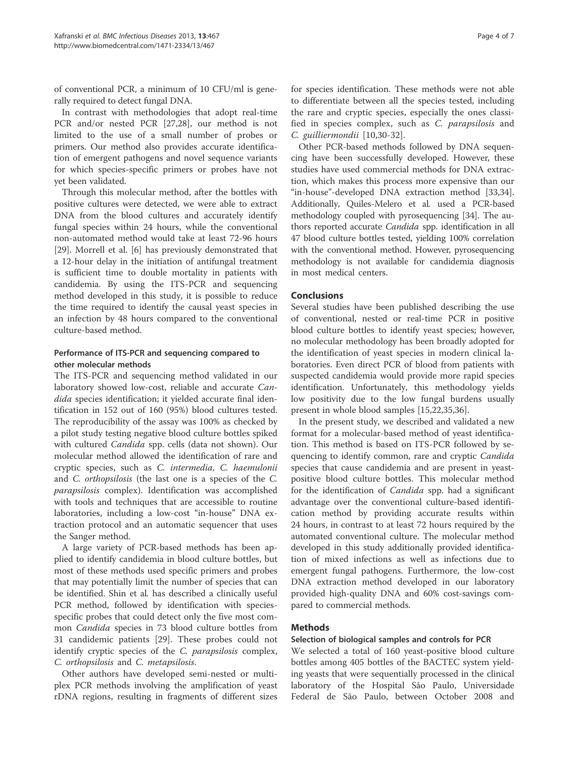of conventional PCR, a minimum of 10 CFU/ml is generally required to detect fungal DNA.

In contrast with methodologies that adopt real-time PCR and/or nested PCR [27,28], our method is not limited to the use of a small number of probes or primers. Our method also provides accurate identification of emergent pathogens and novel sequence variants for which species-specific primers or probes have not yet been validated.

Through this molecular method, after the bottles with positive cultures were detected, we were able to extract DNA from the blood cultures and accurately identify fungal species within 24 hours, while the conventional non-automated method would take at least 72-96 hours [29]. Morrell et al. [6] has previously demonstrated that a 12-hour delay in the initiation of antifungal treatment is sufficient time to double mortality in patients with candidemia. By using the ITS-PCR and sequencing method developed in this study, it is possible to reduce the time required to identify the causal yeast species in an infection by 48 hours compared to the conventional culture-based method.

### Performance of ITS-PCR and sequencing compared to other molecular methods

The ITS-PCR and sequencing method validated in our laboratory showed low-cost, reliable and accurate *Candida* species identification; it yielded accurate final identification in 152 out of 160 (95%) blood cultures tested. The reproducibility of the assay was 100% as checked by a pilot study testing negative blood culture bottles spiked with cultured *Candida* spp. cells (data not shown). Our molecular method allowed the identification of rare and cryptic species, such as *C. intermedia*, *C. haemulonii* and *C. orthopsilosis* (the last one is a species of the *C. parapsilosis* complex). Identification was accomplished with tools and techniques that are accessible to routine laboratories, including a low-cost "in-house" DNA extraction protocol and an automatic sequencer that uses the Sanger method.

A large variety of PCR-based methods has been applied to identify candidemia in blood culture bottles, but most of these methods used specific primers and probes that may potentially limit the number of species that can be identified. Shin et al*.* has described a clinically useful PCR method, followed by identification with species-specific probes that could detect only the five most common *Candida* species in 73 blood culture bottles from 31 candidemic patients [29]. These probes could not identify cryptic species of the *C. parapsilosis* complex, *C. orthopsilosis* and *C. metapsilosis*.

Other authors have developed semi-nested or multiplex PCR methods involving the amplification of yeast rDNA regions, resulting in fragments of different sizes for species identification. These methods were not able to differentiate between all the species tested, including the rare and cryptic species, especially the ones classified in species complex, such as *C. parapsilosis* and *C. guilliermondii* [10,30-32].

Other PCR-based methods followed by DNA sequencing have been successfully developed. However, these studies have used commercial methods for DNA extraction, which makes this process more expensive than our "in-house"-developed DNA extraction method [33,34]. Additionally, Quiles-Melero et al*.* used a PCR-based methodology coupled with pyrosequencing [34]. The authors reported accurate *Candida* spp. identification in all 47 blood culture bottles tested, yielding 100% correlation with the conventional method. However, pyrosequencing methodology is not available for candidemia diagnosis in most medical centers.

## Conclusions

Several studies have been published describing the use of conventional, nested or real-time PCR in positive blood culture bottles to identify yeast species; however, no molecular methodology has been broadly adopted for the identification of yeast species in modern clinical laboratories. Even direct PCR of blood from patients with suspected candidemia would provide more rapid species identification. Unfortunately, this methodology yields low positivity due to the low fungal burdens usually present in whole blood samples [15,22,35,36].

In the present study, we described and validated a new format for a molecular-based method of yeast identification. This method is based on ITS-PCR followed by sequencing to identify common, rare and cryptic *Candida* species that cause candidemia and are present in yeast-positive blood culture bottles. This molecular method for the identification of *Candida* spp. had a significant advantage over the conventional culture-based identification method by providing accurate results within 24 hours, in contrast to at least 72 hours required by the automated conventional culture. The molecular method developed in this study additionally provided identification of mixed infections as well as infections due to emergent fungal pathogens. Furthermore, the low-cost DNA extraction method developed in our laboratory provided high-quality DNA and 60% cost-savings compared to commercial methods.

## Methods

### Selection of biological samples and controls for PCR

We selected a total of 160 yeast-positive blood culture bottles among 405 bottles of the BACTEC system yielding yeasts that were sequentially processed in the clinical laboratory of the Hospital São Paulo, Universidade Federal de São Paulo, between October 2008 and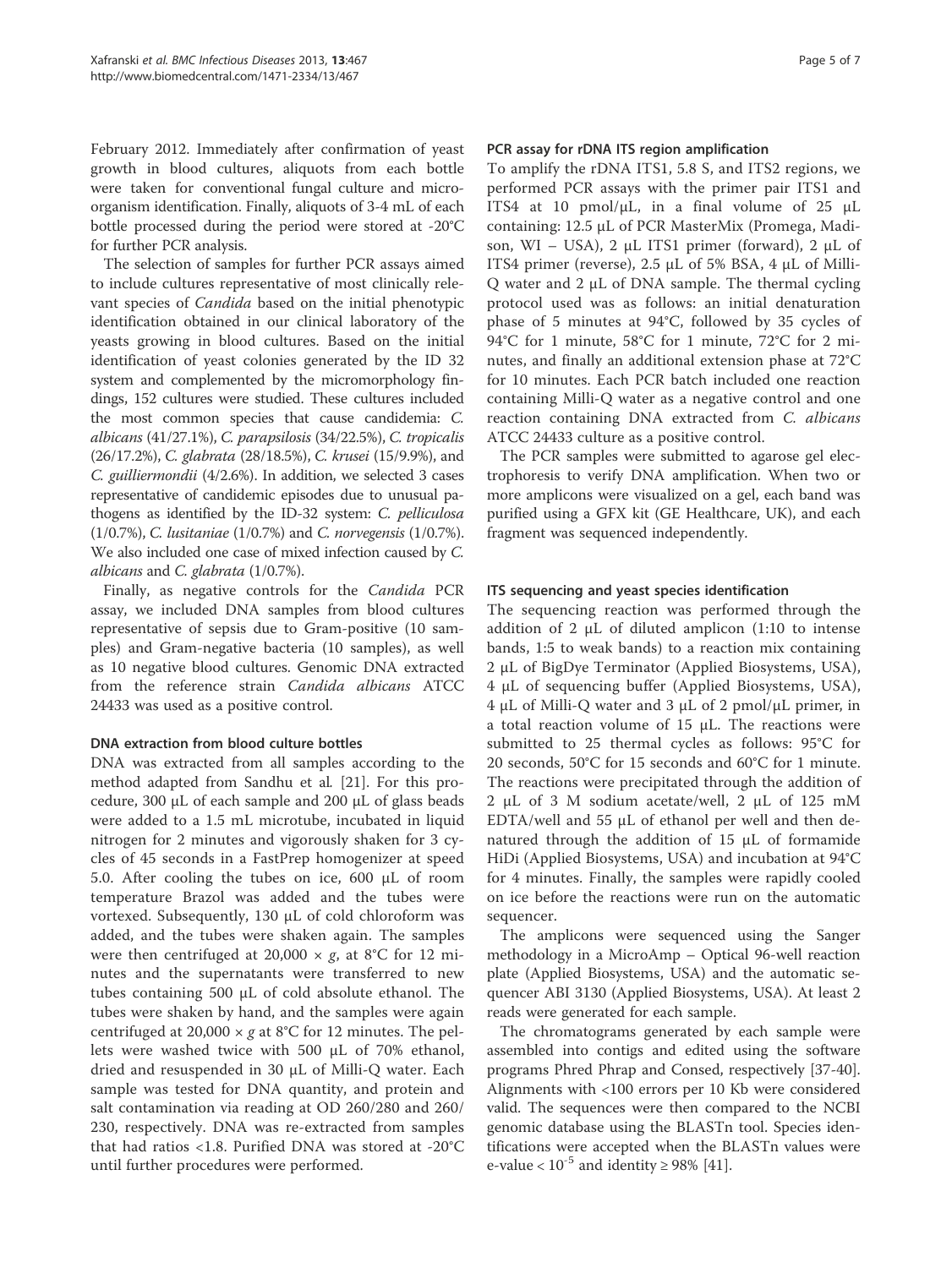February 2012. Immediately after confirmation of yeast growth in blood cultures, aliquots from each bottle were taken for conventional fungal culture and microorganism identification. Finally, aliquots of 3-4 mL of each bottle processed during the period were stored at -20°C for further PCR analysis.

The selection of samples for further PCR assays aimed to include cultures representative of most clinically relevant species of *Candida* based on the initial phenotypic identification obtained in our clinical laboratory of the yeasts growing in blood cultures. Based on the initial identification of yeast colonies generated by the ID 32 system and complemented by the micromorphology findings, 152 cultures were studied. These cultures included the most common species that cause candidemia: *C. albicans* (41/27.1%), *C. parapsilosis* (34/22.5%), *C. tropicalis* (26/17.2%), *C. glabrata* (28/18.5%), *C. krusei* (15/9.9%), and *C. guilliermondii* (4/2.6%). In addition, we selected 3 cases representative of candidemic episodes due to unusual pathogens as identified by the ID-32 system: *C. pelliculosa* (1/0.7%), *C. lusitaniae* (1/0.7%) and *C. norvegensis* (1/0.7%). We also included one case of mixed infection caused by *C. albicans* and *C. glabrata* (1/0.7%).

Finally, as negative controls for the *Candida* PCR assay, we included DNA samples from blood cultures representative of sepsis due to Gram-positive (10 samples) and Gram-negative bacteria (10 samples), as well as 10 negative blood cultures. Genomic DNA extracted from the reference strain *Candida albicans* ATCC 24433 was used as a positive control.

### DNA extraction from blood culture bottles

DNA was extracted from all samples according to the method adapted from Sandhu et al. [21]. For this procedure, 300 μL of each sample and 200 μL of glass beads were added to a 1.5 mL microtube, incubated in liquid nitrogen for 2 minutes and vigorously shaken for 3 cycles of 45 seconds in a FastPrep homogenizer at speed 5.0. After cooling the tubes on ice, 600 μL of room temperature Brazol was added and the tubes were vortexed. Subsequently, 130 μL of cold chloroform was added, and the tubes were shaken again. The samples were then centrifuged at 20,000 × *g*, at 8°C for 12 minutes and the supernatants were transferred to new tubes containing 500 μL of cold absolute ethanol. The tubes were shaken by hand, and the samples were again centrifuged at 20,000 × *g* at 8°C for 12 minutes. The pellets were washed twice with 500 μL of 70% ethanol, dried and resuspended in 30 μL of Milli-Q water. Each sample was tested for DNA quantity, and protein and salt contamination via reading at OD 260/280 and 260/230, respectively. DNA was re-extracted from samples that had ratios <1.8. Purified DNA was stored at -20°C until further procedures were performed.

### PCR assay for rDNA ITS region amplification

To amplify the rDNA ITS1, 5.8 S, and ITS2 regions, we performed PCR assays with the primer pair ITS1 and ITS4 at 10 pmol/μL, in a final volume of 25 μL containing: 12.5 μL of PCR MasterMix (Promega, Madison, WI – USA), 2 μL ITS1 primer (forward), 2 μL of ITS4 primer (reverse), 2.5 μL of 5% BSA, 4 μL of Milli-Q water and 2 μL of DNA sample. The thermal cycling protocol used was as follows: an initial denaturation phase of 5 minutes at 94°C, followed by 35 cycles of 94°C for 1 minute, 58°C for 1 minute, 72°C for 2 minutes, and finally an additional extension phase at 72°C for 10 minutes. Each PCR batch included one reaction containing Milli-Q water as a negative control and one reaction containing DNA extracted from *C. albicans* ATCC 24433 culture as a positive control.

The PCR samples were submitted to agarose gel electrophoresis to verify DNA amplification. When two or more amplicons were visualized on a gel, each band was purified using a GFX kit (GE Healthcare, UK), and each fragment was sequenced independently.

### ITS sequencing and yeast species identification

The sequencing reaction was performed through the addition of 2 μL of diluted amplicon (1:10 to intense bands, 1:5 to weak bands) to a reaction mix containing 2 μL of BigDye Terminator (Applied Biosystems, USA), 4 μL of sequencing buffer (Applied Biosystems, USA), 4 μL of Milli-Q water and 3 μL of 2 pmol/μL primer, in a total reaction volume of 15 μL. The reactions were submitted to 25 thermal cycles as follows: 95°C for 20 seconds, 50°C for 15 seconds and 60°C for 1 minute. The reactions were precipitated through the addition of 2 μL of 3 M sodium acetate/well, 2 μL of 125 mM EDTA/well and 55 μL of ethanol per well and then denatured through the addition of 15 μL of formamide HiDi (Applied Biosystems, USA) and incubation at 94°C for 4 minutes. Finally, the samples were rapidly cooled on ice before the reactions were run on the automatic sequencer.

The amplicons were sequenced using the Sanger methodology in a MicroAmp – Optical 96-well reaction plate (Applied Biosystems, USA) and the automatic sequencer ABI 3130 (Applied Biosystems, USA). At least 2 reads were generated for each sample.

The chromatograms generated by each sample were assembled into contigs and edited using the software programs Phred Phrap and Consed, respectively [37-40]. Alignments with <100 errors per 10 Kb were considered valid. The sequences were then compared to the NCBI genomic database using the BLASTn tool. Species identifications were accepted when the BLASTn values were e-value < $10^{-5}$ and identity ≥ 98% [41].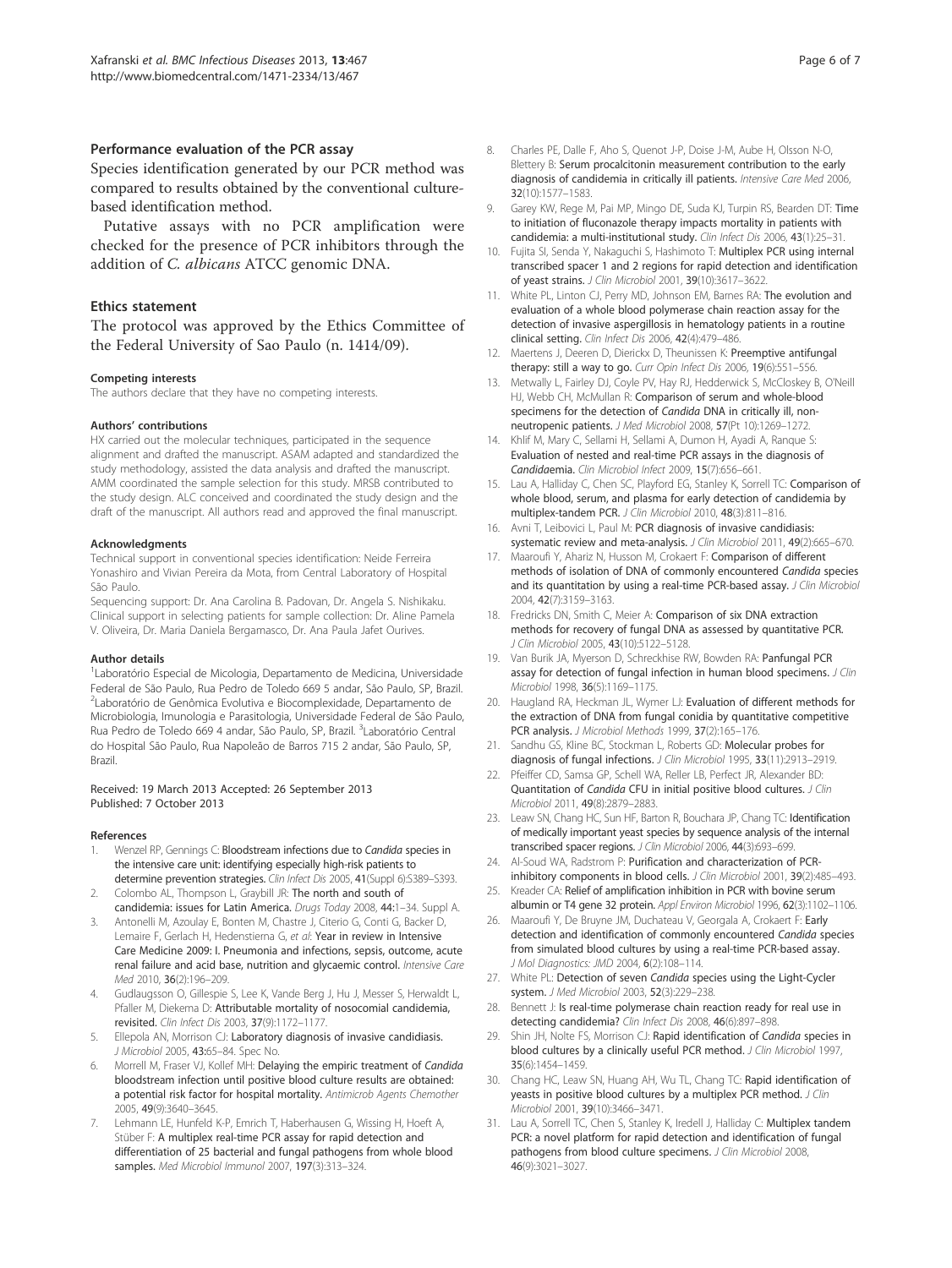### Performance evaluation of the PCR assay

Species identification generated by our PCR method was compared to results obtained by the conventional culture-based identification method.

Putative assays with no PCR amplification were checked for the presence of PCR inhibitors through the addition of *C. albicans* ATCC genomic DNA.

### Ethics statement

The protocol was approved by the Ethics Committee of the Federal University of Sao Paulo (n. 1414/09).

#### Competing interests

The authors declare that they have no competing interests.

#### Authors' contributions

HX carried out the molecular techniques, participated in the sequence alignment and drafted the manuscript. ASAM adapted and standardized the study methodology, assisted the data analysis and drafted the manuscript. AMM coordinated the sample selection for this study. MRSB contributed to the study design. ALC conceived and coordinated the study design and the draft of the manuscript. All authors read and approved the final manuscript.

#### Acknowledgments

Technical support in conventional species identification: Neide Ferreira Yonashiro and Vivian Pereira da Mota, from Central Laboratory of Hospital São Paulo.

Sequencing support: Dr. Ana Carolina B. Padovan, Dr. Angela S. Nishikaku. Clinical support in selecting patients for sample collection: Dr. Aline Pamela V. Oliveira, Dr. Maria Daniela Bergamasco, Dr. Ana Paula Jafet Ourives.

#### Author details

[1]Laboratório Especial de Micologia, Departamento de Medicina, Universidade Federal de São Paulo, Rua Pedro de Toledo 669 5 andar, São Paulo, SP, Brazil. [2]Laboratório de Genômica Evolutiva e Biocomplexidade, Departamento de Microbiologia, Imunologia e Parasitologia, Universidade Federal de São Paulo, Rua Pedro de Toledo 669 4 andar, São Paulo, SP, Brazil. [3]Laboratório Central do Hospital São Paulo, Rua Napoleão de Barros 715 2 andar, São Paulo, SP, Brazil.

Received: 19 March 2013 Accepted: 26 September 2013
Published: 7 October 2013

#### References

1. Wenzel RP, Gennings C: **Bloodstream infections due to *Candida* species in the intensive care unit: identifying especially high-risk patients to determine prevention strategies.** *Clin Infect Dis* 2005, **41**(Suppl 6):S389–S393.
2. Colombo AL, Thompson L, Graybill JR: **The north and south of candidemia: issues for Latin America.** *Drugs Today* 2008, **44**:1–34. Suppl A.
3. Antonelli M, Azoulay E, Bonten M, Chastre J, Citerio G, Conti G, Backer D, Lemaire F, Gerlach H, Hedenstierna G, *et al*: **Year in review in Intensive Care Medicine 2009: I. Pneumonia and infections, sepsis, outcome, acute renal failure and acid base, nutrition and glycaemic control.** *Intensive Care Med* 2010, **36**(2):196–209.
4. Gudlaugsson O, Gillespie S, Lee K, Vande Berg J, Hu J, Messer S, Herwaldt L, Pfaller M, Diekema D: **Attributable mortality of nosocomial candidemia, revisited.** *Clin Infect Dis* 2003, **37**(9):1172–1177.
5. Ellepola AN, Morrison CJ: **Laboratory diagnosis of invasive candidiasis.** *J Microbiol* 2005, **43**:65–84. Spec No.
6. Morrell M, Fraser VJ, Kollef MH: **Delaying the empiric treatment of *Candida* bloodstream infection until positive blood culture results are obtained: a potential risk factor for hospital mortality.** *Antimicrob Agents Chemother* 2005, **49**(9):3640–3645.
7. Lehmann LE, Hunfeld K-P, Emrich T, Haberhausen G, Wissing H, Hoeft A, Stüber F: **A multiplex real-time PCR assay for rapid detection and differentiation of 25 bacterial and fungal pathogens from whole blood samples.** *Med Microbiol Immunol* 2007, **197**(3):313–324.
8. Charles PE, Dalle F, Aho S, Quenot J-P, Doise J-M, Aube H, Olsson N-O, Blettery B: **Serum procalcitonin measurement contribution to the early diagnosis of candidemia in critically ill patients.** *Intensive Care Med* 2006, **32**(10):1577–1583.
9. Garey KW, Rege M, Pai MP, Mingo DE, Suda KJ, Turpin RS, Bearden DT: **Time to initiation of fluconazole therapy impacts mortality in patients with candidemia: a multi-institutional study.** *Clin Infect Dis* 2006, **43**(1):25–31.
10. Fujita SI, Senda Y, Nakaguchi S, Hashimoto T: **Multiplex PCR using internal transcribed spacer 1 and 2 regions for rapid detection and identification of yeast strains.** *J Clin Microbiol* 2001, **39**(10):3617–3622.
11. White PL, Linton CJ, Perry MD, Johnson EM, Barnes RA: **The evolution and evaluation of a whole blood polymerase chain reaction assay for the detection of invasive aspergillosis in hematology patients in a routine clinical setting.** *Clin Infect Dis* 2006, **42**(4):479–486.
12. Maertens J, Deeren D, Dierickx D, Theunissen K: **Preemptive antifungal therapy: still a way to go.** *Curr Opin Infect Dis* 2006, **19**(6):551–556.
13. Metwally L, Fairley DJ, Coyle PV, Hay RJ, Hedderwick S, McCloskey B, O'Neill HJ, Webb CH, McMullan R: **Comparison of serum and whole-blood specimens for the detection of *Candida* DNA in critically ill, non-neutropenic patients.** *J Med Microbiol* 2008, **57**(Pt 10):1269–1272.
14. Khlif M, Mary C, Sellami H, Sellami A, Dumon H, Ayadi A, Ranque S: **Evaluation of nested and real-time PCR assays in the diagnosis of *Candida*emia.** *Clin Microbiol Infect* 2009, **15**(7):656–661.
15. Lau A, Halliday C, Chen SC, Playford EG, Stanley K, Sorrell TC: **Comparison of whole blood, serum, and plasma for early detection of candidemia by multiplex-tandem PCR.** *J Clin Microbiol* 2010, **48**(3):811–816.
16. Avni T, Leibovici L, Paul M: **PCR diagnosis of invasive candidiasis: systematic review and meta-analysis.** *J Clin Microbiol* 2011, **49**(2):665–670.
17. Maaroufi Y, Ahariz N, Husson M, Crokaert F: **Comparison of different methods of isolation of DNA of commonly encountered *Candida* species and its quantitation by using a real-time PCR-based assay.** *J Clin Microbiol* 2004, **42**(7):3159–3163.
18. Fredricks DN, Smith C, Meier A: **Comparison of six DNA extraction methods for recovery of fungal DNA as assessed by quantitative PCR.** *J Clin Microbiol* 2005, **43**(10):5122–5128.
19. Van Burik JA, Myerson D, Schreckhise RW, Bowden RA: **Panfungal PCR assay for detection of fungal infection in human blood specimens.** *J Clin Microbiol* 1998, **36**(5):1169–1175.
20. Haugland RA, Heckman JL, Wymer LJ: **Evaluation of different methods for the extraction of DNA from fungal conidia by quantitative competitive PCR analysis.** *J Microbiol Methods* 1999, **37**(2):165–176.
21. Sandhu GS, Kline BC, Stockman L, Roberts GD: **Molecular probes for diagnosis of fungal infections.** *J Clin Microbiol* 1995, **33**(11):2913–2919.
22. Pfeiffer CD, Samsa GP, Schell WA, Reller LB, Perfect JR, Alexander BD: **Quantitation of *Candida* CFU in initial positive blood cultures.** *J Clin Microbiol* 2011, **49**(8):2879–2883.
23. Leaw SN, Chang HC, Sun HF, Barton R, Bouchara JP, Chang TC: **Identification of medically important yeast species by sequence analysis of the internal transcribed spacer regions.** *J Clin Microbiol* 2006, **44**(3):693–699.
24. Al-Soud WA, Radstrom P: **Purification and characterization of PCR-inhibitory components in blood cells.** *J Clin Microbiol* 2001, **39**(2):485–493.
25. Kreader CA: **Relief of amplification inhibition in PCR with bovine serum albumin or T4 gene 32 protein.** *Appl Environ Microbiol* 1996, **62**(3):1102–1106.
26. Maaroufi Y, De Bruyne JM, Duchateau V, Georgala A, Crokaert F: **Early detection and identification of commonly encountered *Candida* species from simulated blood cultures by using a real-time PCR-based assay.** *J Mol Diagnostics: JMD* 2004, **6**(2):108–114.
27. White PL: **Detection of seven *Candida* species using the Light-Cycler system.** *J Med Microbiol* 2003, **52**(3):229–238.
28. Bennett J: **Is real-time polymerase chain reaction ready for real use in detecting candidemia?** *Clin Infect Dis* 2008, **46**(6):897–898.
29. Shin JH, Nolte FS, Morrison CJ: **Rapid identification of *Candida* species in blood cultures by a clinically useful PCR method.** *J Clin Microbiol* 1997, **35**(6):1454–1459.
30. Chang HC, Leaw SN, Huang AH, Wu TL, Chang TC: **Rapid identification of yeasts in positive blood cultures by a multiplex PCR method.** *J Clin Microbiol* 2001, **39**(10):3466–3471.
31. Lau A, Sorrell TC, Chen S, Stanley K, Iredell J, Halliday C: **Multiplex tandem PCR: a novel platform for rapid detection and identification of fungal pathogens from blood culture specimens.** *J Clin Microbiol* 2008, **46**(9):3021–3027.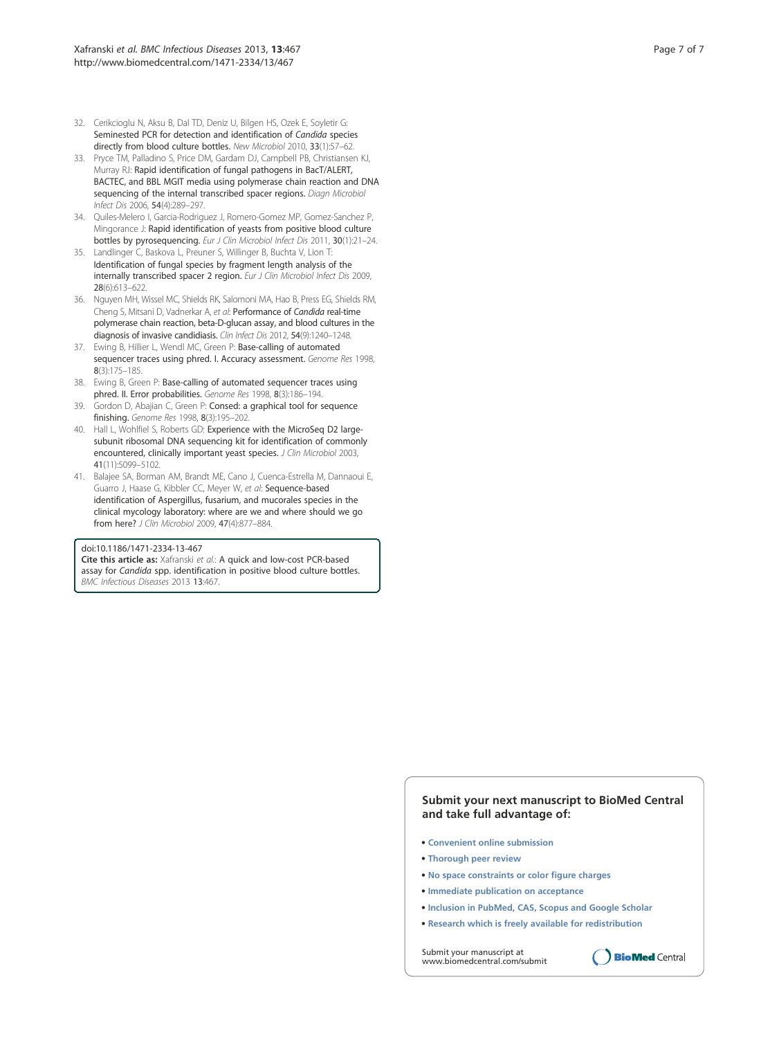32. Cerikcioglu N, Aksu B, Dal TD, Deniz U, Bilgen HS, Ozek E, Soyletir G: **Seminested PCR for detection and identification of *Candida* species directly from blood culture bottles.** *New Microbiol* 2010, **33**(1):57–62.
33. Pryce TM, Palladino S, Price DM, Gardam DJ, Campbell PB, Christiansen KJ, Murray RJ: **Rapid identification of fungal pathogens in BacT/ALERT, BACTEC, and BBL MGIT media using polymerase chain reaction and DNA sequencing of the internal transcribed spacer regions.** *Diagn Microbiol Infect Dis* 2006, **54**(4):289–297.
34. Quiles-Melero I, Garcia-Rodriguez J, Romero-Gomez MP, Gomez-Sanchez P, Mingorance J: **Rapid identification of yeasts from positive blood culture bottles by pyrosequencing.** *Eur J Clin Microbiol Infect Dis* 2011, **30**(1):21–24.
35. Landlinger C, Baskova L, Preuner S, Willinger B, Buchta V, Lion T: **Identification of fungal species by fragment length analysis of the internally transcribed spacer 2 region.** *Eur J Clin Microbiol Infect Dis* 2009, **28**(6):613–622.
36. Nguyen MH, Wissel MC, Shields RK, Salomoni MA, Hao B, Press EG, Shields RM, Cheng S, Mitsani D, Vadnerkar A, *et al*: **Performance of *Candida* real-time polymerase chain reaction, beta-D-glucan assay, and blood cultures in the diagnosis of invasive candidiasis.** *Clin Infect Dis* 2012, **54**(9):1240–1248.
37. Ewing B, Hillier L, Wendl MC, Green P: **Base-calling of automated sequencer traces using phred. I. Accuracy assessment.** *Genome Res* 1998, **8**(3):175–185.
38. Ewing B, Green P: **Base-calling of automated sequencer traces using phred. II. Error probabilities.** *Genome Res* 1998, **8**(3):186–194.
39. Gordon D, Abajian C, Green P: **Consed: a graphical tool for sequence finishing.** *Genome Res* 1998, **8**(3):195–202.
40. Hall L, Wohlfiel S, Roberts GD: **Experience with the MicroSeq D2 large-subunit ribosomal DNA sequencing kit for identification of commonly encountered, clinically important yeast species.** *J Clin Microbiol* 2003, **41**(11):5099–5102.
41. Balajee SA, Borman AM, Brandt ME, Cano J, Cuenca-Estrella M, Dannaoui E, Guarro J, Haase G, Kibbler CC, Meyer W, *et al*: **Sequence-based identification of Aspergillus, fusarium, and mucorales species in the clinical mycology laboratory: where are we and where should we go from here?** *J Clin Microbiol* 2009, **47**(4):877–884.

doi:10.1186/1471-2334-13-467

**Cite this article as:** Xafranski *et al.*: A quick and low-cost PCR-based assay for *Candida* spp. identification in positive blood culture bottles. *BMC Infectious Diseases* 2013 **13**:467.

**Submit your next manuscript to BioMed Central and take full advantage of:**

- **Convenient online submission**
- **Thorough peer review**
- **No space constraints or color figure charges**
- **Immediate publication on acceptance**
- **Inclusion in PubMed, CAS, Scopus and Google Scholar**
- **Research which is freely available for redistribution**

Submit your manuscript at
www.biomedcentral.com/submit

BioMed Central